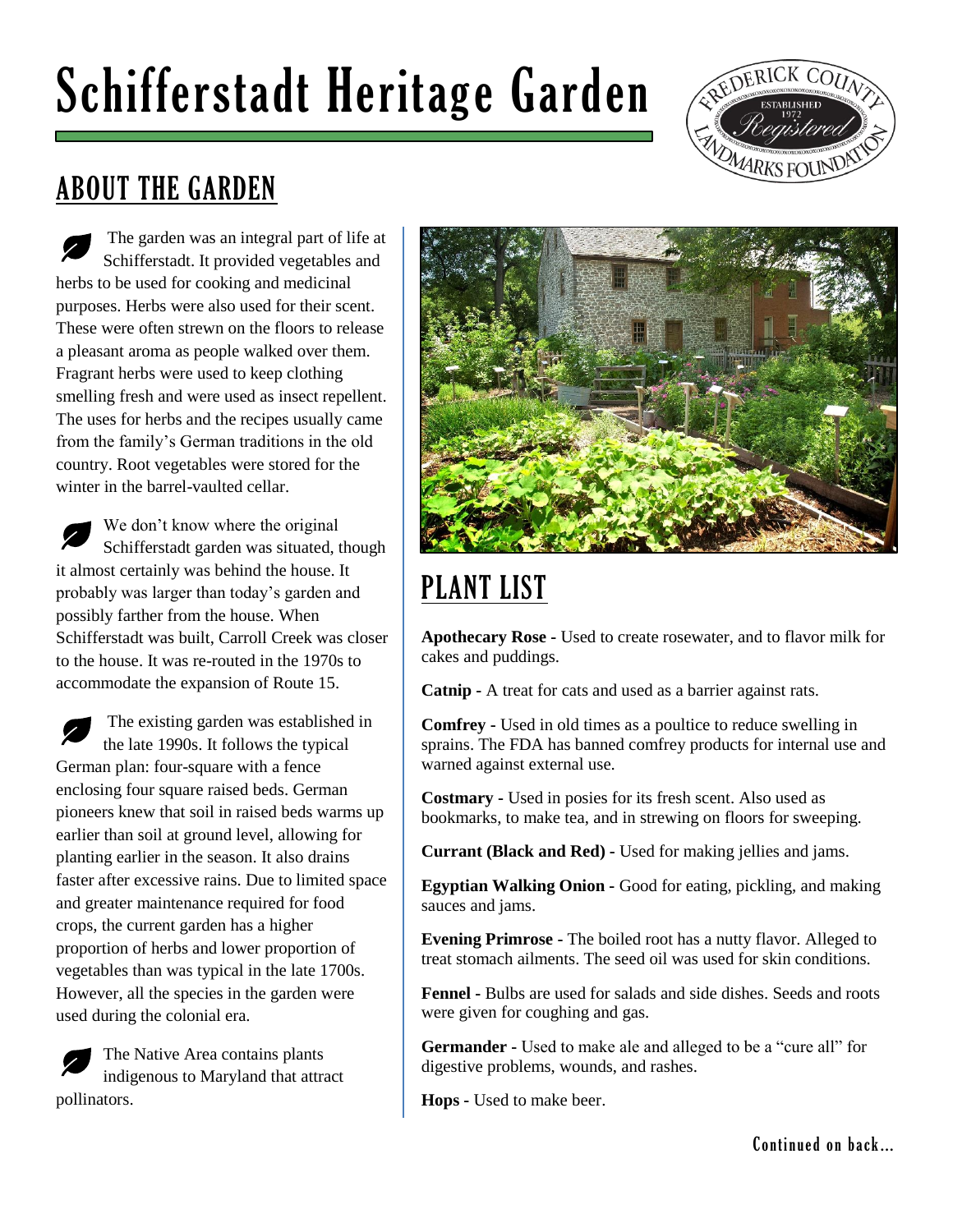# Schifferstadt Heritage Garden

## ABOUT THE GARDEN

The garden was an integral part of life at Schifferstadt. It provided vegetables and herbs to be used for cooking and medicinal purposes. Herbs were also used for their scent. These were often strewn on the floors to release a pleasant aroma as people walked over them. Fragrant herbs were used to keep clothing smelling fresh and were used as insect repellent. The uses for herbs and the recipes usually came from the family's German traditions in the old country. Root vegetables were stored for the winter in the barrel-vaulted cellar.

We don't know where the original Schifferstadt garden was situated, though it almost certainly was behind the house. It probably was larger than today's garden and possibly farther from the house. When Schifferstadt was built, Carroll Creek was closer to the house. It was re-routed in the 1970s to accommodate the expansion of Route 15.

The existing garden was established in the late 1990s. It follows the typical German plan: four-square with a fence enclosing four square raised beds. German pioneers knew that soil in raised beds warms up earlier than soil at ground level, allowing for planting earlier in the season. It also drains faster after excessive rains. Due to limited space and greater maintenance required for food crops, the current garden has a higher proportion of herbs and lower proportion of vegetables than was typical in the late 1700s. However, all the species in the garden were used during the colonial era.

The Native Area contains plants indigenous to Maryland that attract pollinators.

## PLANT LIST

**Apothecary Rose** - Used to create rosewater, and to flavor milk for cakes and puddings.

**Catnip** - A treat for cats and used as a barrier against rats.

**Comfrey** - Used in old times as a poultice to reduce swelling in sprains. The FDA has banned comfrey products for internal use and warned against external use.

**Costmary** - Used in posies for its fresh scent. Also used as bookmarks, to make tea, and in strewing on floors for sweeping.

**Currant (Black and Red)** - Used for making jellies and jams.

**Egyptian Walking Onion** - Good for eating, pickling, and making sauces and jams.

**Evening Primrose** - The boiled root has a nutty flavor. Alleged to treat stomach ailments. The seed oil was used for skin conditions.

**Fennel** - Bulbs are used for salads and side dishes. Seeds and roots were given for coughing and gas.

**Germander** - Used to make ale and alleged to be a "cure all" for digestive problems, wounds, and rashes.

**Hops** - Used to make beer.

Continued on back...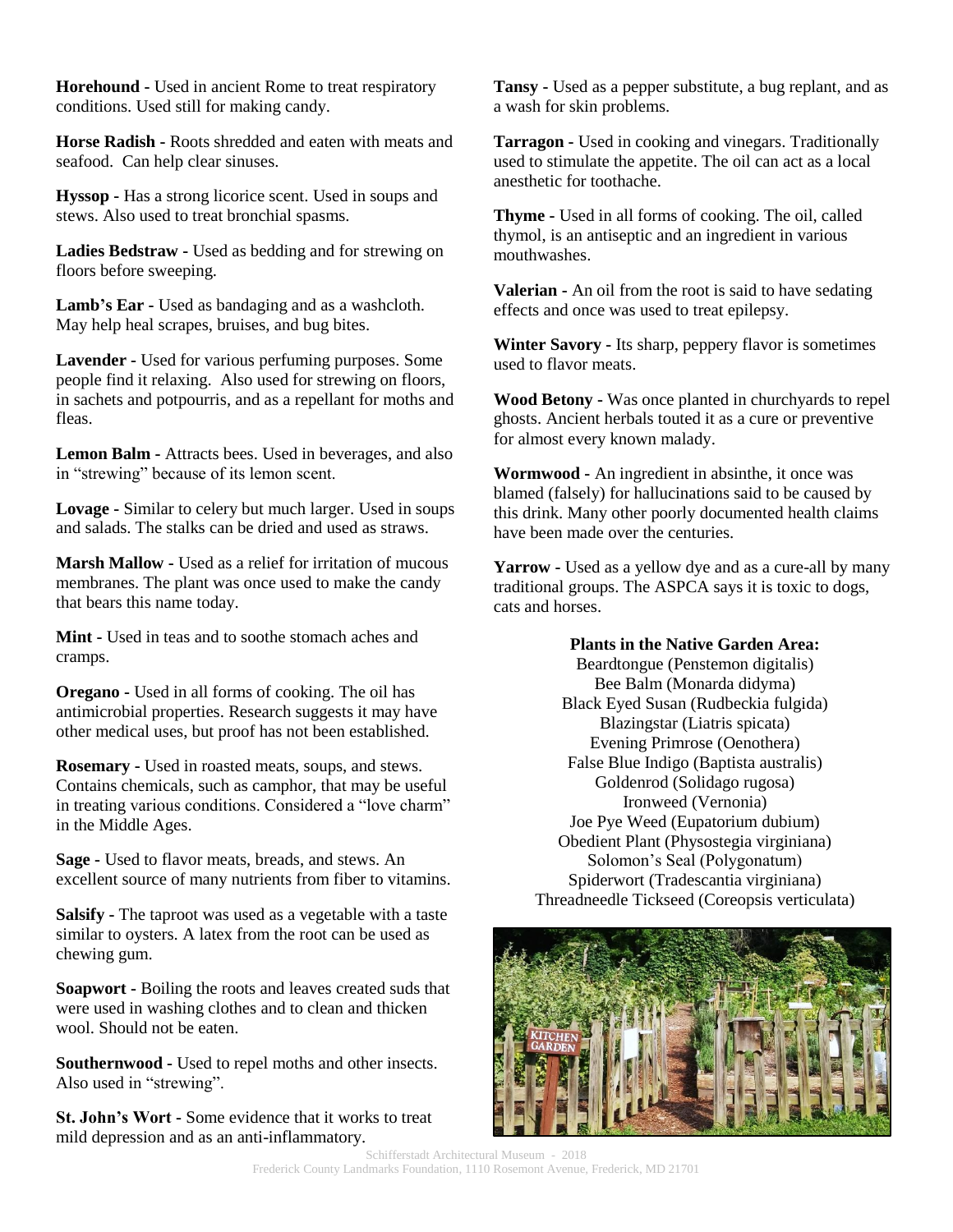**Horehound -** Used in ancient Rome to treat respiratory conditions. Used still for making candy.

**Horse Radish -** Roots shredded and eaten with meats and seafood. Can help clear sinuses.

**Hyssop -** Has a strong licorice scent. Used in soups and stews. Also used to treat bronchial spasms.

**Ladies Bedstraw -** Used as bedding and for strewing on floors before sweeping.

**Lamb's Ear -** Used as bandaging and as a washcloth. May help heal scrapes, bruises, and bug bites.

**Lavender -** Used for various perfuming purposes. Some people find it relaxing. Also used for strewing on floors, in sachets and potpourris, and as a repellant for moths and fleas.

**Lemon Balm -** Attracts bees. Used in beverages, and also in "strewing" because of its lemon scent.

**Lovage -** Similar to celery but much larger. Used in soups and salads. The stalks can be dried and used as straws.

**Marsh Mallow -** Used as a relief for irritation of mucous membranes. The plant was once used to make the candy that bears this name today.

**Mint -** Used in teas and to soothe stomach aches and cramps.

**Oregano -** Used in all forms of cooking. The oil has antimicrobial properties. Research suggests it may have other medical uses, but proof has not been established.

**Rosemary -** Used in roasted meats, soups, and stews. Contains chemicals, such as camphor, that may be useful in treating various conditions. Considered a "love charm" in the Middle Ages.

**Sage -** Used to flavor meats, breads, and stews. An excellent source of many nutrients from fiber to vitamins.

**Salsify -** The taproot was used as a vegetable with a taste similar to oysters. A latex from the root can be used as chewing gum.

**Soapwort -** Boiling the roots and leaves created suds that were used in washing clothes and to clean and thicken wool. Should not be eaten.

**Southernwood -** Used to repel moths and other insects. Also used in "strewing".

**St. John's Wort -** Some evidence that it works to treat mild depression and as an anti-inflammatory.

**Tansy -** Used as a pepper substitute, a bug replant, and as a wash for skin problems.

**Tarragon -** Used in cooking and vinegars. Traditionally used to stimulate the appetite. The oil can act as a local anesthetic for toothache.

**Thyme -** Used in all forms of cooking. The oil, called thymol, is an antiseptic and an ingredient in various mouthwashes.

**Valerian -** An oil from the root is said to have sedating effects and once was used to treat epilepsy.

**Winter Savory -** Its sharp, peppery flavor is sometimes used to flavor meats.

**Wood Betony -** Was once planted in churchyards to repel ghosts. Ancient herbals touted it as a cure or preventive for almost every known malady.

**Wormwood -** An ingredient in absinthe, it once was blamed (falsely) for hallucinations said to be caused by this drink. Many other poorly documented health claims have been made over the centuries.

**Yarrow -** Used as a yellow dye and as a cure-all by many traditional groups. The ASPCA says it is toxic to dogs, cats and horses.

**Plants in the Native Garden Area:**

Beardtongue (Penstemon digitalis)
Bee Balm (Monarda didyma)
Black Eyed Susan (Rudbeckia fulgida)
Blazingstar (Liatris spicata)
Evening Primrose (Oenothera)
False Blue Indigo (Baptista australis)
Goldenrod (Solidago rugosa)
Ironweed (Vernonia)
Joe Pye Weed (Eupatorium dubium)
Obedient Plant (Physostegia virginiana)
Solomon's Seal (Polygonatum)
Spiderwort (Tradescantia virginiana)
Threadneedle Tickseed (Coreopsis verticulata)

Schifferstadt Architectural Museum - 2018
Frederick County Landmarks Foundation, 1110 Rosemont Avenue, Frederick, MD 21701